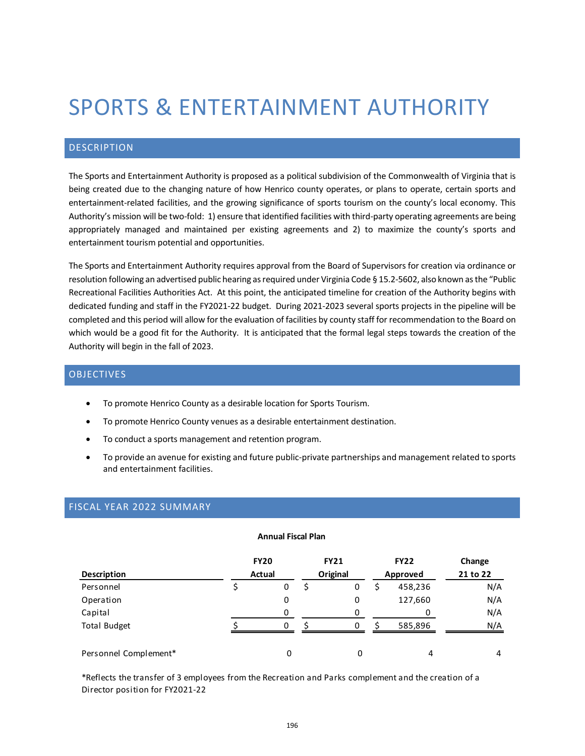# SPORTS & ENTERTAINMENT AUTHORITY

## DESCRIPTION

The Sports and Entertainment Authority is proposed as a political subdivision of the Commonwealth of Virginia that is being created due to the changing nature of how Henrico county operates, or plans to operate, certain sports and entertainment-related facilities, and the growing significance of sports tourism on the county's local economy. This Authority's mission will be two-fold: 1) ensure that identified facilities with third-party operating agreements are being appropriately managed and maintained per existing agreements and 2) to maximize the county's sports and entertainment tourism potential and opportunities.

The Sports and Entertainment Authority requires approval from the Board of Supervisors for creation via ordinance or resolution following an advertised public hearing as required under Virginia Code § 15.2-5602, also known as the "Public Recreational Facilities Authorities Act. At this point, the anticipated timeline for creation of the Authority begins with dedicated funding and staff in the FY2021-22 budget. During 2021-2023 several sports projects in the pipeline will be completed and this period will allow for the evaluation of facilities by county staff for recommendation to the Board on which would be a good fit for the Authority. It is anticipated that the formal legal steps towards the creation of the Authority will begin in the fall of 2023.

## OBJECTIVES

- To promote Henrico County as a desirable location for Sports Tourism.
- To promote Henrico County venues as a desirable entertainment destination.
- To conduct a sports management and retention program.
- To provide an avenue for existing and future public-private partnerships and management related to sports and entertainment facilities.

## FISCAL YEAR 2022 SUMMARY

**Annual Fiscal Plan**

| Description | FY20 Actual | FY21 Original | FY22 Approved | Change 21 to 22 |
|---|---|---|---|---|
| Personnel | $ 0 | $ 0 | $ 458,236 | N/A |
| Operation | 0 | 0 | 127,660 | N/A |
| Capital | 0 | 0 | 0 | N/A |
| Total Budget | $ 0 | $ 0 | $ 585,896 | N/A |
| | | | | |
| Personnel Complement* | 0 | 0 | 4 | 4 |

*Reflects the transfer of 3 employees from the Recreation and Parks complement and the creation of a Director position for FY2021-22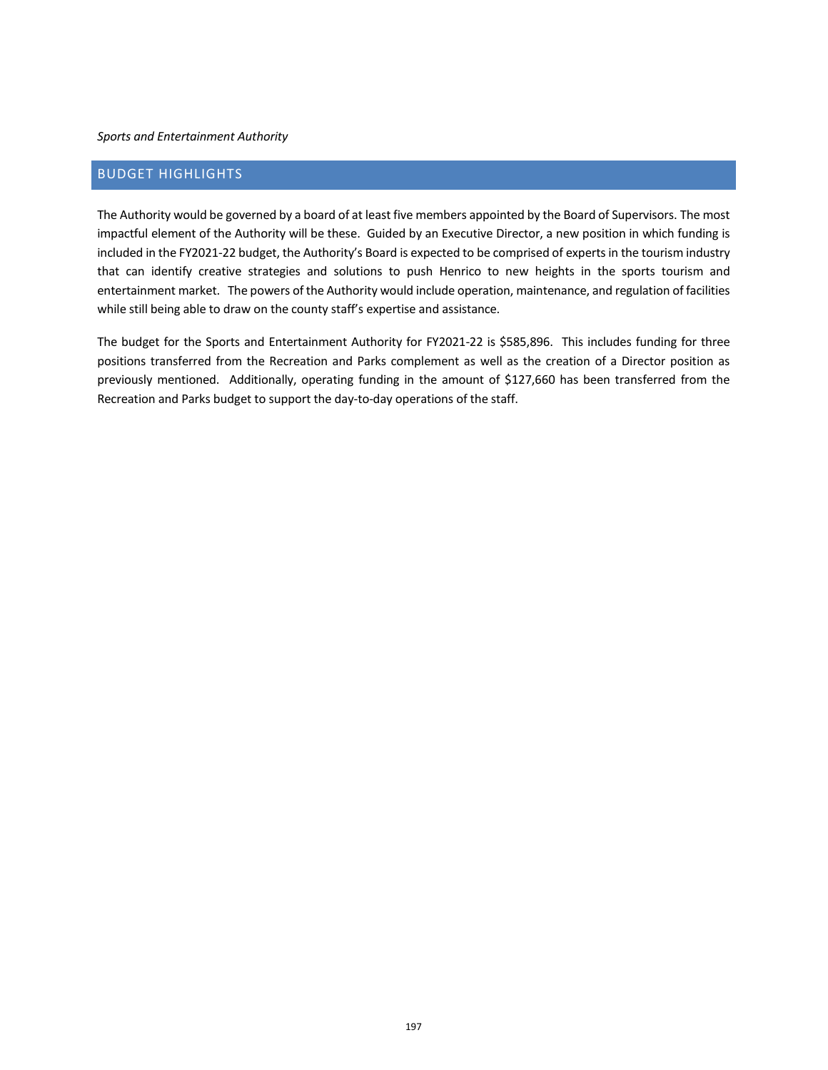*Sports and Entertainment Authority*

## BUDGET HIGHLIGHTS

The Authority would be governed by a board of at least five members appointed by the Board of Supervisors. The most impactful element of the Authority will be these. Guided by an Executive Director, a new position in which funding is included in the FY2021-22 budget, the Authority's Board is expected to be comprised of experts in the tourism industry that can identify creative strategies and solutions to push Henrico to new heights in the sports tourism and entertainment market. The powers of the Authority would include operation, maintenance, and regulation of facilities while still being able to draw on the county staff's expertise and assistance.

The budget for the Sports and Entertainment Authority for FY2021-22 is $585,896. This includes funding for three positions transferred from the Recreation and Parks complement as well as the creation of a Director position as previously mentioned. Additionally, operating funding in the amount of $127,660 has been transferred from the Recreation and Parks budget to support the day-to-day operations of the staff.